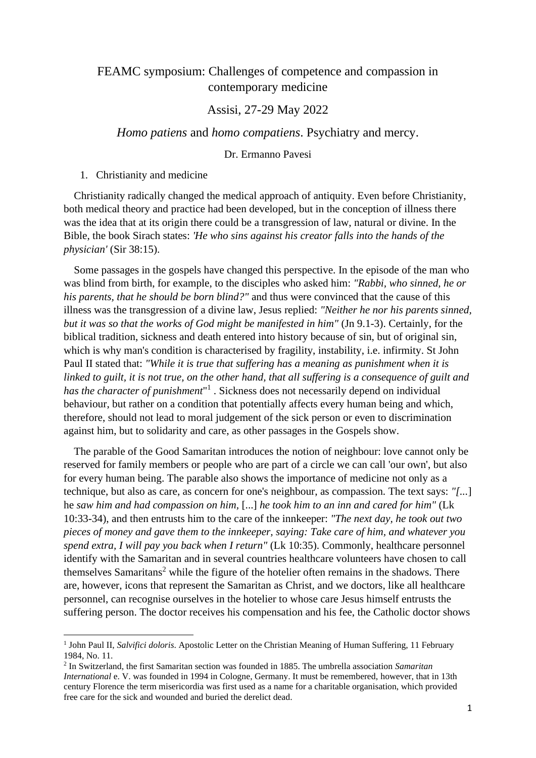# FEAMC symposium: Challenges of competence and compassion in contemporary medicine

## Assisi, 27-29 May 2022

## *Homo patiens* and *homo compatiens*. Psychiatry and mercy.

Dr. Ermanno Pavesi

1. Christianity and medicine

Christianity radically changed the medical approach of antiquity. Even before Christianity, both medical theory and practice had been developed, but in the conception of illness there was the idea that at its origin there could be a transgression of law, natural or divine. In the Bible, the book Sirach states: *'He who sins against his creator falls into the hands of the physician'* (Sir 38:15).

Some passages in the gospels have changed this perspective. In the episode of the man who was blind from birth, for example, to the disciples who asked him: *"Rabbi, who sinned, he or his parents, that he should be born blind?"* and thus were convinced that the cause of this illness was the transgression of a divine law, Jesus replied: *"Neither he nor his parents sinned, but it was so that the works of God might be manifested in him"* (Jn 9.1-3). Certainly, for the biblical tradition, sickness and death entered into history because of sin, but of original sin, which is why man's condition is characterised by fragility, instability, i.e. infirmity. St John Paul II stated that: *"While it is true that suffering has a meaning as punishment when it is linked to guilt, it is not true, on the other hand, that all suffering is a consequence of guilt and has the character of punishment*"[1] . Sickness does not necessarily depend on individual behaviour, but rather on a condition that potentially affects every human being and which, therefore, should not lead to moral judgement of the sick person or even to discrimination against him, but to solidarity and care, as other passages in the Gospels show.

The parable of the Good Samaritan introduces the notion of neighbour: love cannot only be reserved for family members or people who are part of a circle we can call 'our own', but also for every human being. The parable also shows the importance of medicine not only as a technique, but also as care, as concern for one's neighbour, as compassion. The text says: *"[*...] he *saw him and had compassion on him,* [...] *he took him to an inn and cared for him"* (Lk 10:33-34), and then entrusts him to the care of the innkeeper: *"The next day, he took out two pieces of money and gave them to the innkeeper, saying: Take care of him, and whatever you spend extra, I will pay you back when I return"* (Lk 10:35). Commonly, healthcare personnel identify with the Samaritan and in several countries healthcare volunteers have chosen to call themselves Samaritans[2] while the figure of the hotelier often remains in the shadows. There are, however, icons that represent the Samaritan as Christ, and we doctors, like all healthcare personnel, can recognise ourselves in the hotelier to whose care Jesus himself entrusts the suffering person. The doctor receives his compensation and his fee, the Catholic doctor shows

---

[1] John Paul II, *Salvifici doloris*. Apostolic Letter on the Christian Meaning of Human Suffering, 11 February 1984, No. 11.

[2] In Switzerland, the first Samaritan section was founded in 1885. The umbrella association *Samaritan International* e. V. was founded in 1994 in Cologne, Germany. It must be remembered, however, that in 13th century Florence the term misericordia was first used as a name for a charitable organisation, which provided free care for the sick and wounded and buried the derelict dead.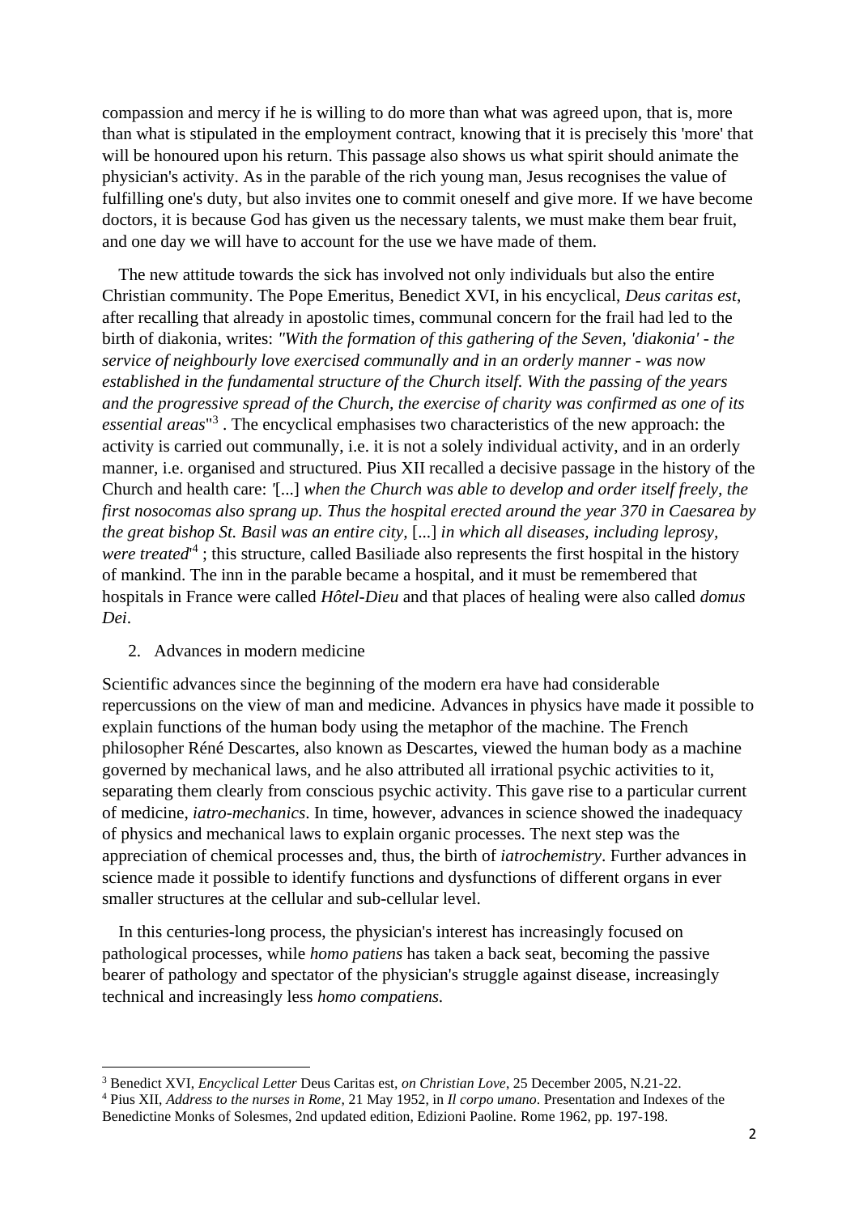compassion and mercy if he is willing to do more than what was agreed upon, that is, more than what is stipulated in the employment contract, knowing that it is precisely this 'more' that will be honoured upon his return. This passage also shows us what spirit should animate the physician's activity. As in the parable of the rich young man, Jesus recognises the value of fulfilling one's duty, but also invites one to commit oneself and give more. If we have become doctors, it is because God has given us the necessary talents, we must make them bear fruit, and one day we will have to account for the use we have made of them.

The new attitude towards the sick has involved not only individuals but also the entire Christian community. The Pope Emeritus, Benedict XVI, in his encyclical, *Deus caritas est*, after recalling that already in apostolic times, communal concern for the frail had led to the birth of diakonia, writes: *"With the formation of this gathering of the Seven, 'diakonia' - the service of neighbourly love exercised communally and in an orderly manner - was now established in the fundamental structure of the Church itself. With the passing of the years and the progressive spread of the Church, the exercise of charity was confirmed as one of its essential areas*"[3] . The encyclical emphasises two characteristics of the new approach: the activity is carried out communally, i.e. it is not a solely individual activity, and in an orderly manner, i.e. organised and structured. Pius XII recalled a decisive passage in the history of the Church and health care: '[...] *when the Church was able to develop and order itself freely, the first nosocomas also sprang up. Thus the hospital erected around the year 370 in Caesarea by the great bishop St. Basil was an entire city,* [...] *in which all diseases, including leprosy, were treated*'[4] ; this structure, called Basiliade also represents the first hospital in the history of mankind. The inn in the parable became a hospital, and it must be remembered that hospitals in France were called *Hôtel-Dieu* and that places of healing were also called *domus Dei*.

2. Advances in modern medicine

Scientific advances since the beginning of the modern era have had considerable repercussions on the view of man and medicine. Advances in physics have made it possible to explain functions of the human body using the metaphor of the machine. The French philosopher Réné Descartes, also known as Descartes, viewed the human body as a machine governed by mechanical laws, and he also attributed all irrational psychic activities to it, separating them clearly from conscious psychic activity. This gave rise to a particular current of medicine, *iatro-mechanics*. In time, however, advances in science showed the inadequacy of physics and mechanical laws to explain organic processes. The next step was the appreciation of chemical processes and, thus, the birth of *iatrochemistry*. Further advances in science made it possible to identify functions and dysfunctions of different organs in ever smaller structures at the cellular and sub-cellular level.

In this centuries-long process, the physician's interest has increasingly focused on pathological processes, while *homo patiens* has taken a back seat, becoming the passive bearer of pathology and spectator of the physician's struggle against disease, increasingly technical and increasingly less *homo compatiens.*

---

[3] Benedict XVI, *Encyclical Letter* Deus Caritas est, *on Christian Love*, 25 December 2005, N.21-22.

[4] Pius XII, *Address to the nurses in Rome*, 21 May 1952, in *Il corpo umano*. Presentation and Indexes of the Benedictine Monks of Solesmes, 2nd updated edition, Edizioni Paoline. Rome 1962, pp. 197-198.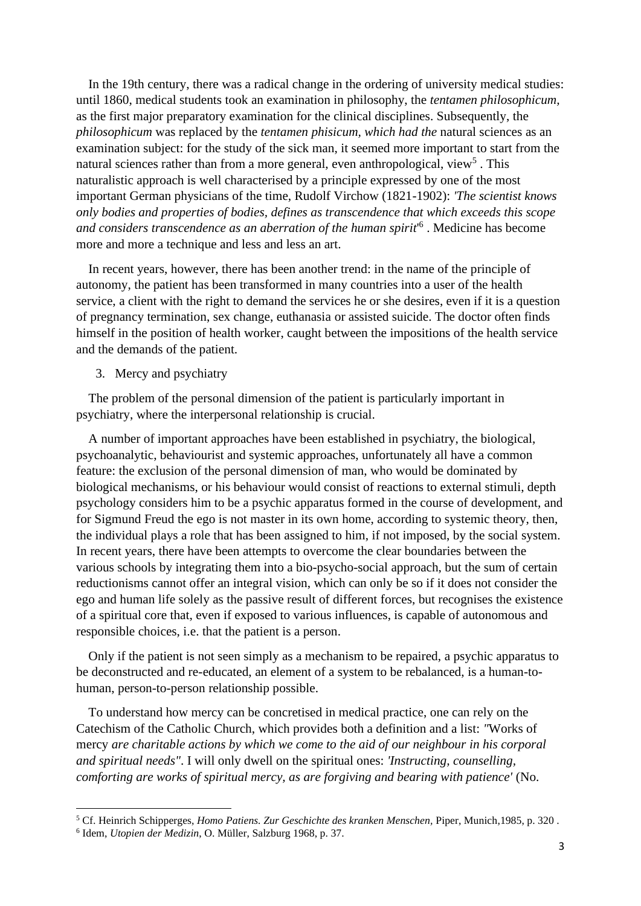In the 19th century, there was a radical change in the ordering of university medical studies: until 1860, medical students took an examination in philosophy, the *tentamen philosophicum*, as the first major preparatory examination for the clinical disciplines. Subsequently, the *philosophicum* was replaced by the *tentamen phisicum, which had the* natural sciences as an examination subject: for the study of the sick man, it seemed more important to start from the natural sciences rather than from a more general, even anthropological, view[5] . This naturalistic approach is well characterised by a principle expressed by one of the most important German physicians of the time, Rudolf Virchow (1821-1902): *'The scientist knows only bodies and properties of bodies, defines as transcendence that which exceeds this scope and considers transcendence as an aberration of the human spirit'*[6] . Medicine has become more and more a technique and less and less an art.

In recent years, however, there has been another trend: in the name of the principle of autonomy, the patient has been transformed in many countries into a user of the health service, a client with the right to demand the services he or she desires, even if it is a question of pregnancy termination, sex change, euthanasia or assisted suicide. The doctor often finds himself in the position of health worker, caught between the impositions of the health service and the demands of the patient.

3. Mercy and psychiatry

The problem of the personal dimension of the patient is particularly important in psychiatry, where the interpersonal relationship is crucial.

A number of important approaches have been established in psychiatry, the biological, psychoanalytic, behaviourist and systemic approaches, unfortunately all have a common feature: the exclusion of the personal dimension of man, who would be dominated by biological mechanisms, or his behaviour would consist of reactions to external stimuli, depth psychology considers him to be a psychic apparatus formed in the course of development, and for Sigmund Freud the ego is not master in its own home, according to systemic theory, then, the individual plays a role that has been assigned to him, if not imposed, by the social system. In recent years, there have been attempts to overcome the clear boundaries between the various schools by integrating them into a bio-psycho-social approach, but the sum of certain reductionisms cannot offer an integral vision, which can only be so if it does not consider the ego and human life solely as the passive result of different forces, but recognises the existence of a spiritual core that, even if exposed to various influences, is capable of autonomous and responsible choices, i.e. that the patient is a person.

Only if the patient is not seen simply as a mechanism to be repaired, a psychic apparatus to be deconstructed and re-educated, an element of a system to be rebalanced, is a human-to-human, person-to-person relationship possible.

To understand how mercy can be concretised in medical practice, one can rely on the Catechism of the Catholic Church, which provides both a definition and a list: *"*Works of mercy *are charitable actions by which we come to the aid of our neighbour in his corporal and spiritual needs"*. I will only dwell on the spiritual ones: *'Instructing, counselling, comforting are works of spiritual mercy, as are forgiving and bearing with patience'* (No.

---

[5] Cf. Heinrich Schipperges, *Homo Patiens. Zur Geschichte des kranken Menschen,* Piper, Munich,1985, p. 320 .

[6] Idem, *Utopien der Medizin*, O. Müller, Salzburg 1968, p. 37.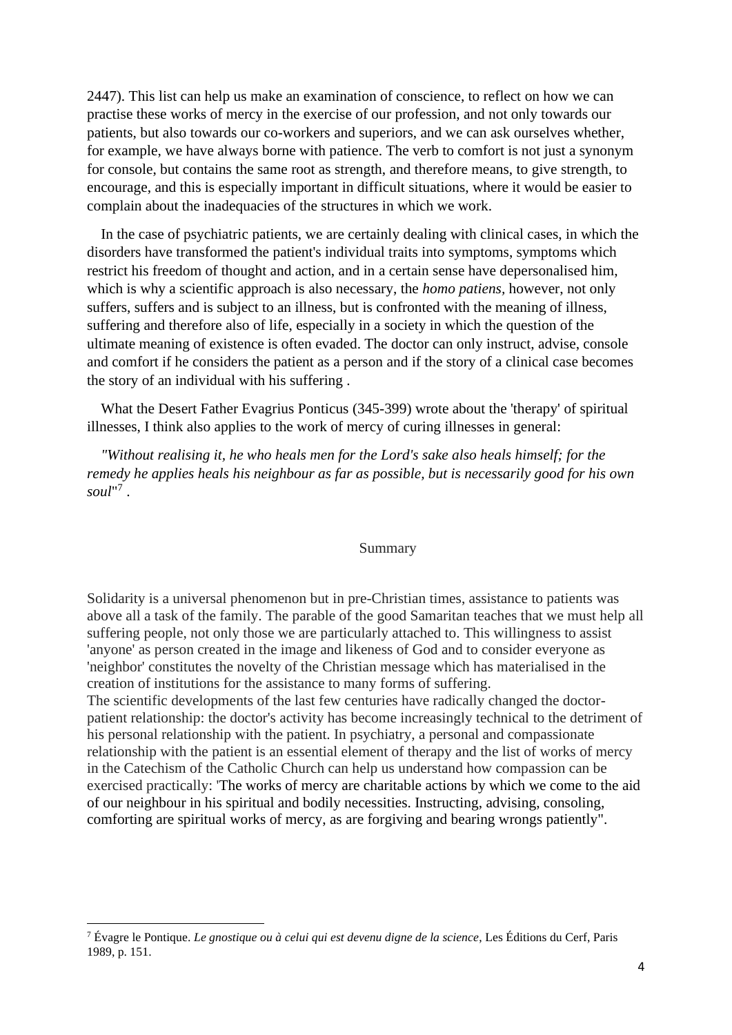2447). This list can help us make an examination of conscience, to reflect on how we can practise these works of mercy in the exercise of our profession, and not only towards our patients, but also towards our co-workers and superiors, and we can ask ourselves whether, for example, we have always borne with patience. The verb to comfort is not just a synonym for console, but contains the same root as strength, and therefore means, to give strength, to encourage, and this is especially important in difficult situations, where it would be easier to complain about the inadequacies of the structures in which we work.

In the case of psychiatric patients, we are certainly dealing with clinical cases, in which the disorders have transformed the patient's individual traits into symptoms, symptoms which restrict his freedom of thought and action, and in a certain sense have depersonalised him, which is why a scientific approach is also necessary, the *homo patiens,* however, not only suffers, suffers and is subject to an illness, but is confronted with the meaning of illness, suffering and therefore also of life, especially in a society in which the question of the ultimate meaning of existence is often evaded. The doctor can only instruct, advise, console and comfort if he considers the patient as a person and if the story of a clinical case becomes the story of an individual with his suffering .

What the Desert Father Evagrius Ponticus (345-399) wrote about the 'therapy' of spiritual illnesses, I think also applies to the work of mercy of curing illnesses in general:

*"Without realising it, he who heals men for the Lord's sake also heals himself; for the remedy he applies heals his neighbour as far as possible, but is necessarily good for his own soul*"[7] .

## Summary

Solidarity is a universal phenomenon but in pre-Christian times, assistance to patients was above all a task of the family. The parable of the good Samaritan teaches that we must help all suffering people, not only those we are particularly attached to. This willingness to assist 'anyone' as person created in the image and likeness of God and to consider everyone as 'neighbor' constitutes the novelty of the Christian message which has materialised in the creation of institutions for the assistance to many forms of suffering.
The scientific developments of the last few centuries have radically changed the doctor-patient relationship: the doctor's activity has become increasingly technical to the detriment of his personal relationship with the patient. In psychiatry, a personal and compassionate relationship with the patient is an essential element of therapy and the list of works of mercy in the Catechism of the Catholic Church can help us understand how compassion can be exercised practically: 'The works of mercy are charitable actions by which we come to the aid of our neighbour in his spiritual and bodily necessities. Instructing, advising, consoling, comforting are spiritual works of mercy, as are forgiving and bearing wrongs patiently".

---

[7] Évagre le Pontique. *Le gnostique ou à celui qui est devenu digne de la science*, Les Éditions du Cerf, Paris 1989, p. 151.